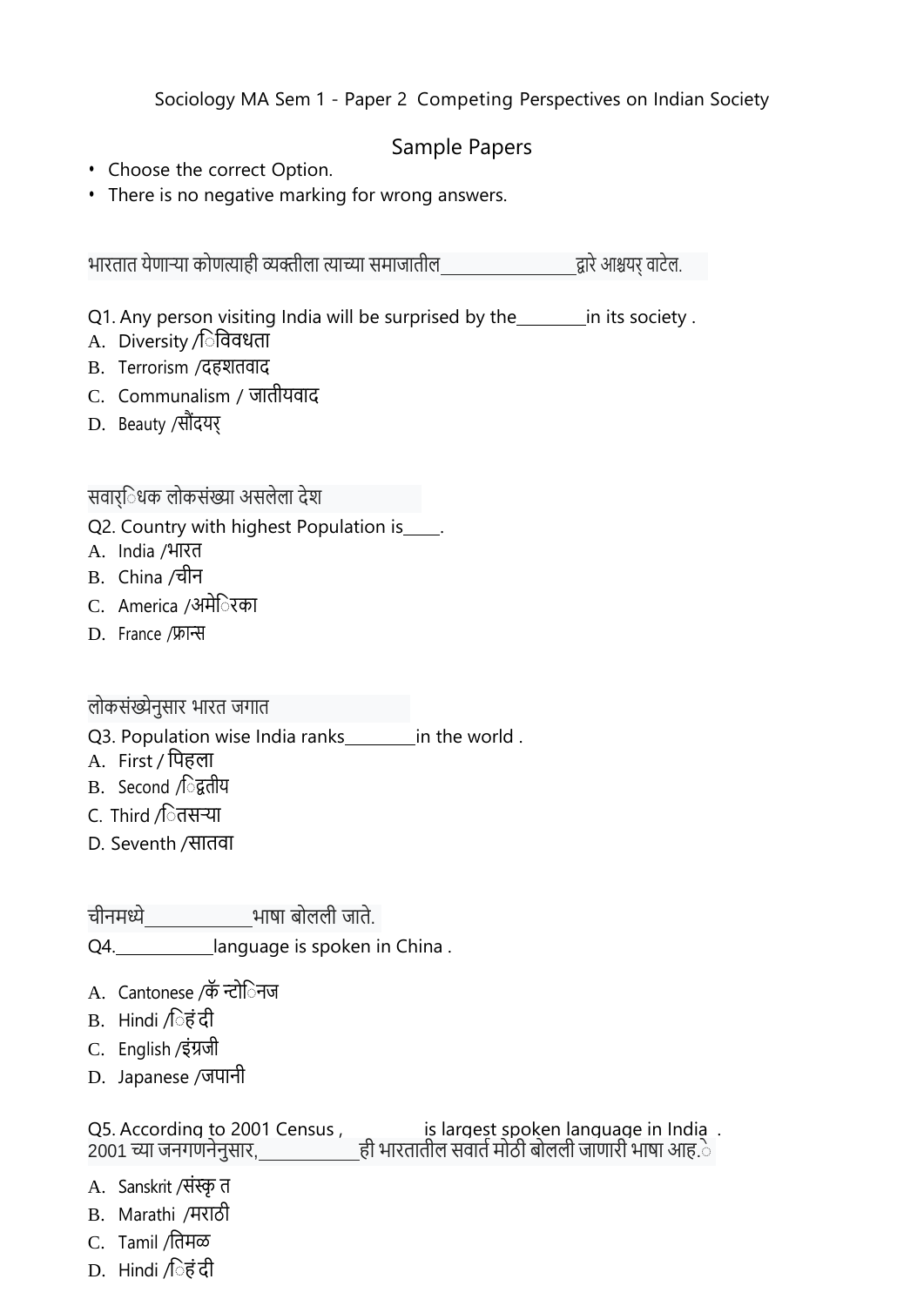Sociology MA Sem 1 - Paper 2 Competing Perspectives on Indian Society

## Sample Papers

- Choose the correct Option.
- There is no negative marking for wrong answers.

भारतात येणाऱ्या कोणत्याही व्यक्तीला त्याच्या समाजातील________________द्वारे आश्चर्य वाटेल.

Q1. Any person visiting India will be surprised by the________in its society .

A. Diversity /विविधता
B. Terrorism /दहशतवाद
C. Communalism / जातीयवाद
D. Beauty /सौंदर्य

सर्वाधिक लोकसंख्या असलेला देश

Q2. Country with highest Population is_____.

A. India /भारत
B. China /चीन
C. America /अमेरिका
D. France /फ्रान्स

लोकसंख्येनुसार भारत जगात

Q3. Population wise India ranks________in the world .

A. First / पहिला
B. Second /द्वितीय
C. Third /तिसऱ्या
D. Seventh /सातवा

चीनमध्ये____________भाषा बोलली जाते.

Q4.___________language is spoken in China .

A. Cantonese /कॅन्टोनिज
B. Hindi /हिंदी
C. English /इंग्रजी
D. Japanese /जपानी

Q5. According to 2001 Census , __________ is largest spoken language in India .
2001 च्या जनगणनेनुसार,____________ही भारतातील सर्वात मोठी बोलली जाणारी भाषा आहे.

A. Sanskrit /संस्कृत
B. Marathi /मराठी
C. Tamil /तमिळ
D. Hindi /हिंदी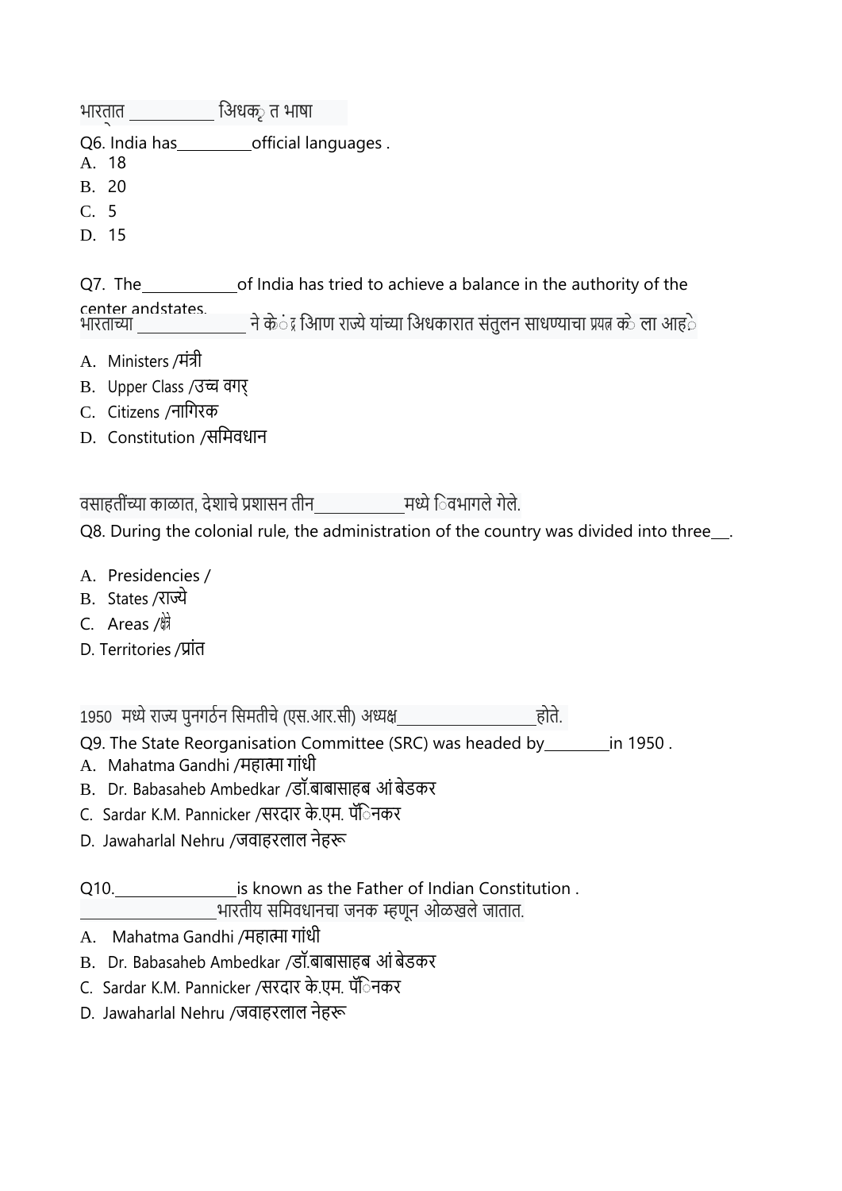भारतात __________ अधिकृत भाषा

Q6. India has__________official languages .

A. 18
B. 20
C. 5
D. 15

Q7. The____________of India has tried to achieve a balance in the authority of the center andstates.
भारताच्या ______________ ने केंद्र आणि राज्ये यांच्या अधिकारात संतुलन साधण्याचा प्रयत्न केला आहे

A. Ministers /मंत्री
B. Upper Class /उच्च वर्ग
C. Citizens /नागरिक
D. Constitution /संविधान

वसाहतींच्या काळात, देशाचे प्रशासन तीन____________मध्ये विभागले गेले.

Q8. During the colonial rule, the administration of the country was divided into three___.

A. Presidencies /
B. States /राज्ये
C. Areas /क्षेत्रे
D. Territories /प्रांत

1950 मध्ये राज्य पुनर्गठन समितीचे (एस.आर.सी) अध्यक्ष__________________होते.

Q9. The State Reorganisation Committee (SRC) was headed by_________in 1950 .

A. Mahatma Gandhi /महात्मा गांधी
B. Dr. Babasaheb Ambedkar /डॉ.बाबासाहब आंबेडकर
C. Sardar K.M. Pannicker /सरदार के.एम. पॅनिकर
D. Jawaharlal Nehru /जवाहरलाल नेहरू

Q10.________________is known as the Father of Indian Constitution .
__________________भारतीय संविधानाचा जनक म्हणून ओळखले जातात.

A. Mahatma Gandhi /महात्मा गांधी
B. Dr. Babasaheb Ambedkar /डॉ.बाबासाहब आंबेडकर
C. Sardar K.M. Pannicker /सरदार के.एम. पॅनिकर
D. Jawaharlal Nehru /जवाहरलाल नेहरू